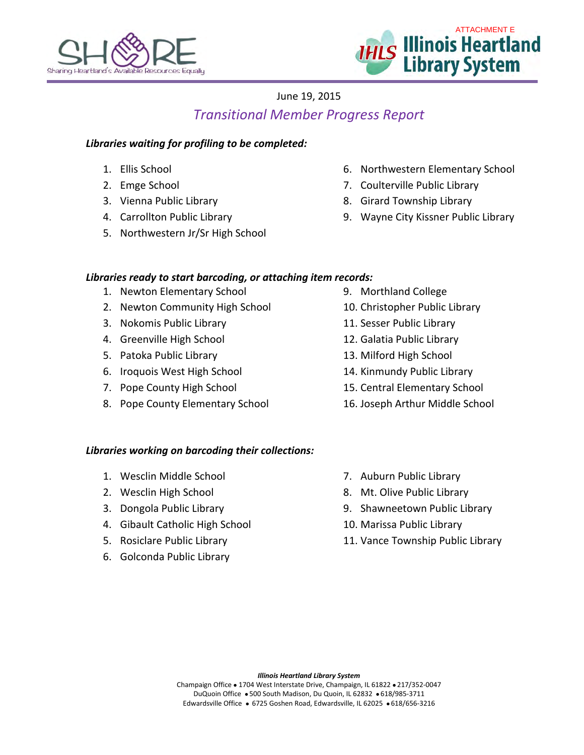SHARE
Sharing Heartland's Available Resources Equally

ATTACHMENT E

IHLS Illinois Heartland Library System

June 19, 2015

# *Transitional Member Progress Report*

***Libraries waiting for profiling to be completed:***

1. Ellis School
2. Emge School
3. Vienna Public Library
4. Carrollton Public Library
5. Northwestern Jr/Sr High School
6. Northwestern Elementary School
7. Coulterville Public Library
8. Girard Township Library
9. Wayne City Kissner Public Library

***Libraries ready to start barcoding, or attaching item records:***

1. Newton Elementary School
2. Newton Community High School
3. Nokomis Public Library
4. Greenville High School
5. Patoka Public Library
6. Iroquois West High School
7. Pope County High School
8. Pope County Elementary School
9. Morthland College
10. Christopher Public Library
11. Sesser Public Library
12. Galatia Public Library
13. Milford High School
14. Kinmundy Public Library
15. Central Elementary School
16. Joseph Arthur Middle School

***Libraries working on barcoding their collections:***

1. Wesclin Middle School
2. Wesclin High School
3. Dongola Public Library
4. Gibault Catholic High School
5. Rosiclare Public Library
6. Golconda Public Library
7. Auburn Public Library
8. Mt. Olive Public Library
9. Shawneetown Public Library
10. Marissa Public Library
11. Vance Township Public Library

***Illinois Heartland Library System***
Champaign Office • 1704 West Interstate Drive, Champaign, IL 61822 • 217/352-0047
DuQuoin Office • 500 South Madison, Du Quoin, IL 62832 • 618/985-3711
Edwardsville Office • 6725 Goshen Road, Edwardsville, IL 62025 • 618/656-3216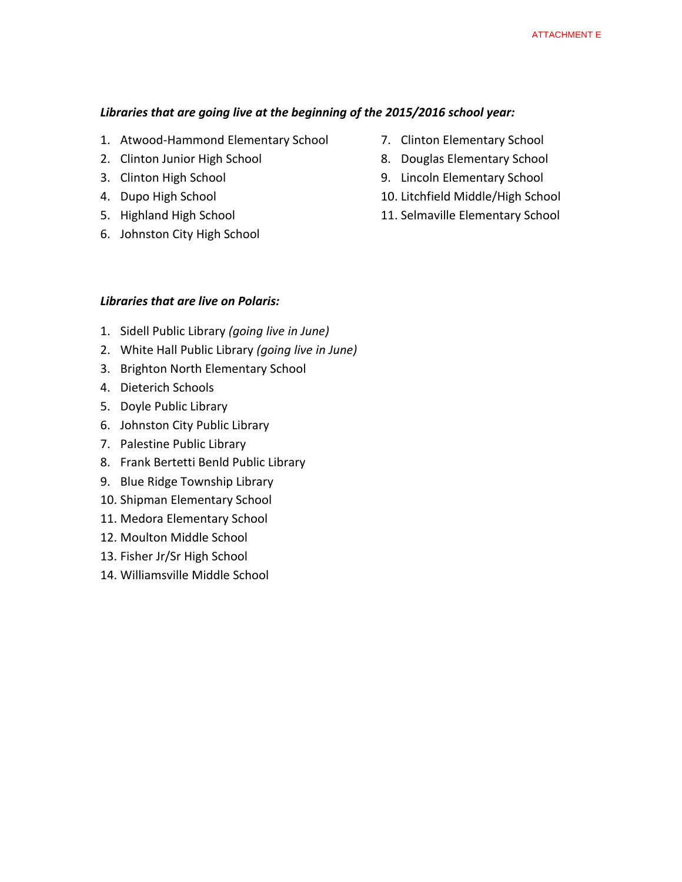ATTACHMENT E

***Libraries that are going live at the beginning of the 2015/2016 school year:***

1. Atwood-Hammond Elementary School
2. Clinton Junior High School
3. Clinton High School
4. Dupo High School
5. Highland High School
6. Johnston City High School
7. Clinton Elementary School
8. Douglas Elementary School
9. Lincoln Elementary School
10. Litchfield Middle/High School
11. Selmaville Elementary School

***Libraries that are live on Polaris:***

1. Sidell Public Library *(going live in June)*
2. White Hall Public Library *(going live in June)*
3. Brighton North Elementary School
4. Dieterich Schools
5. Doyle Public Library
6. Johnston City Public Library
7. Palestine Public Library
8. Frank Bertetti Benld Public Library
9. Blue Ridge Township Library
10. Shipman Elementary School
11. Medora Elementary School
12. Moulton Middle School
13. Fisher Jr/Sr High School
14. Williamsville Middle School